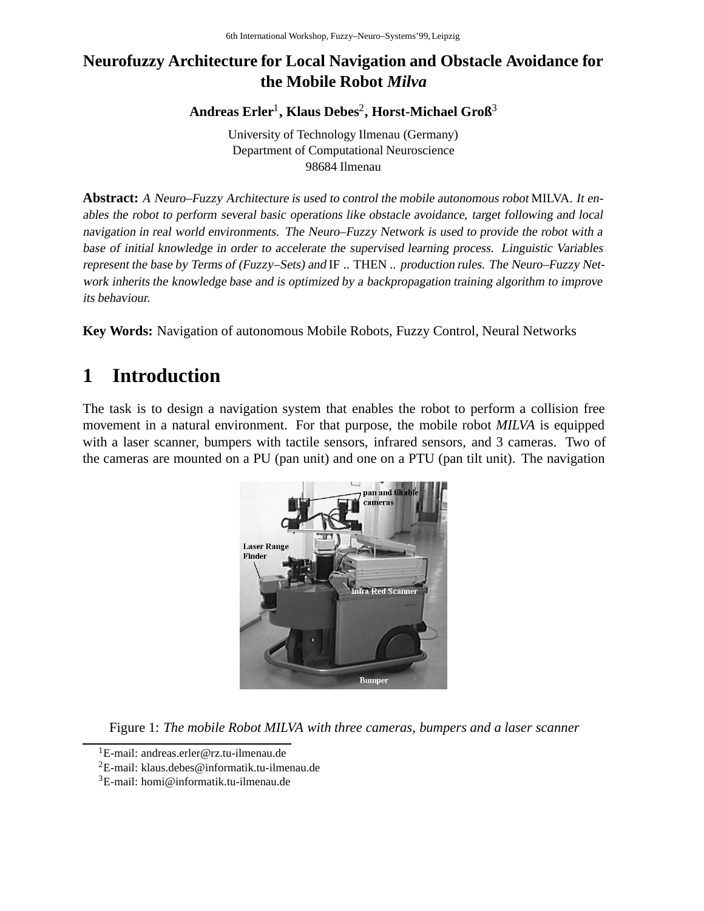# Neurofuzzy Architecture for Local Navigation and Obstacle Avoidance for the Mobile Robot *Milva*

**Andreas Erler**[1]**, Klaus Debes**[2]**, Horst-Michael Groß**[3]

University of Technology Ilmenau (Germany)
Department of Computational Neuroscience
98684 Ilmenau

**Abstract:** *A Neuro–Fuzzy Architecture is used to control the mobile autonomous robot* MILVA. *It enables the robot to perform several basic operations like obstacle avoidance, target following and local navigation in real world environments. The Neuro–Fuzzy Network is used to provide the robot with a base of initial knowledge in order to accelerate the supervised learning process. Linguistic Variables represent the base by Terms of (Fuzzy–Sets) and* IF .. THEN .. *production rules. The Neuro–Fuzzy Network inherits the knowledge base and is optimized by a backpropagation training algorithm to improve its behaviour.*

**Key Words:** Navigation of autonomous Mobile Robots, Fuzzy Control, Neural Networks

## 1 Introduction

The task is to design a navigation system that enables the robot to perform a collision free movement in a natural environment. For that purpose, the mobile robot *MILVA* is equipped with a laser scanner, bumpers with tactile sensors, infrared sensors, and 3 cameras. Two of the cameras are mounted on a PU (pan unit) and one on a PTU (pan tilt unit). The navigation

Figure 1: *The mobile Robot MILVA with three cameras, bumpers and a laser scanner*

[1]E-mail: andreas.erler@rz.tu-ilmenau.de
[2]E-mail: klaus.debes@informatik.tu-ilmenau.de
[3]E-mail: homi@informatik.tu-ilmenau.de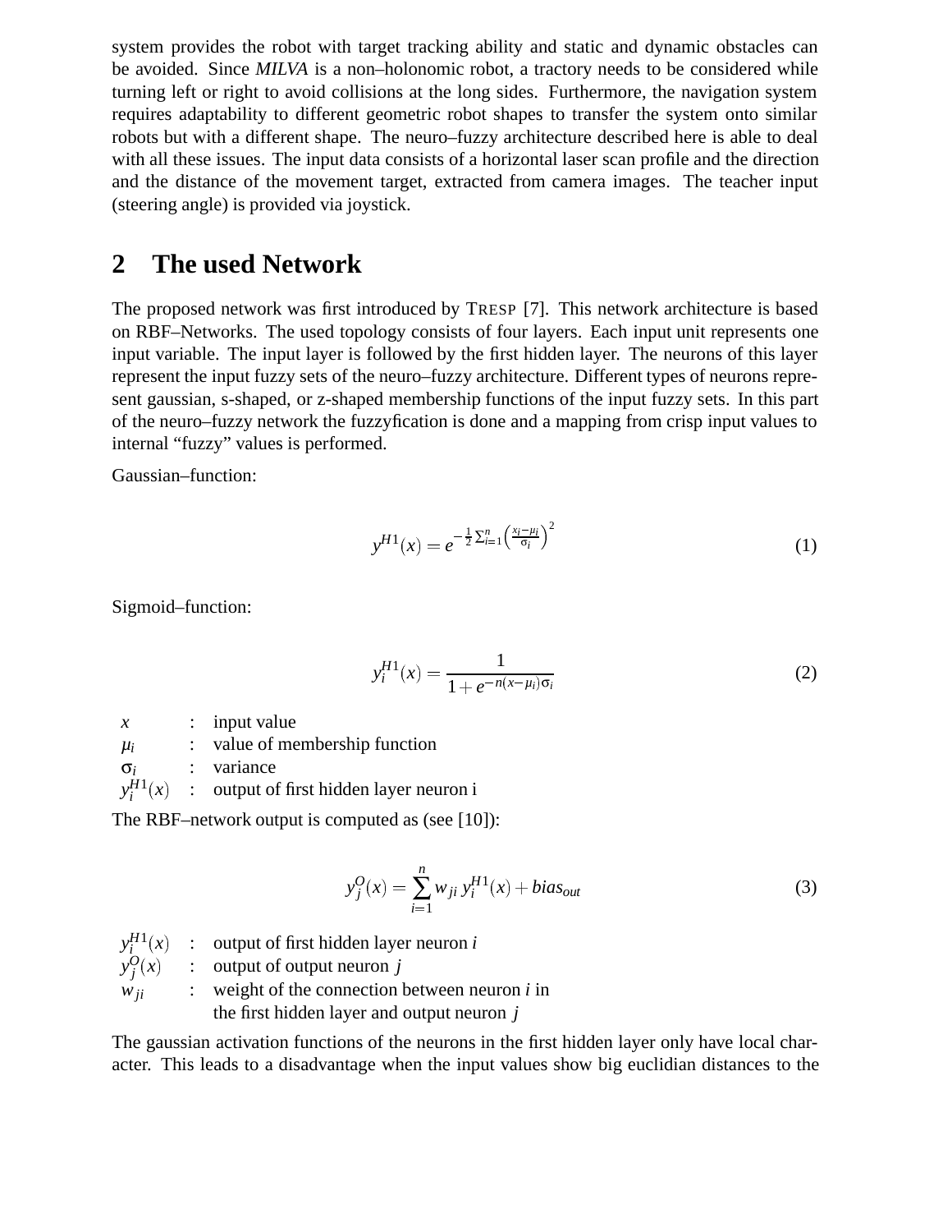system provides the robot with target tracking ability and static and dynamic obstacles can be avoided. Since *MILVA* is a non–holonomic robot, a tractory needs to be considered while turning left or right to avoid collisions at the long sides. Furthermore, the navigation system requires adaptability to different geometric robot shapes to transfer the system onto similar robots but with a different shape. The neuro–fuzzy architecture described here is able to deal with all these issues. The input data consists of a horizontal laser scan profile and the direction and the distance of the movement target, extracted from camera images. The teacher input (steering angle) is provided via joystick.

## 2 The used Network

The proposed network was first introduced by TRESP [7]. This network architecture is based on RBF–Networks. The used topology consists of four layers. Each input unit represents one input variable. The input layer is followed by the first hidden layer. The neurons of this layer represent the input fuzzy sets of the neuro–fuzzy architecture. Different types of neurons represent gaussian, s-shaped, or z-shaped membership functions of the input fuzzy sets. In this part of the neuro–fuzzy network the fuzzyfication is done and a mapping from crisp input values to internal "fuzzy" values is performed.

Gaussian–function:

$$y^{H1}(x) = e^{-\frac{1}{2}\sum_{i=1}^{n}\left(\frac{x_i-\mu_i}{\sigma_i}\right)^2} \tag{1}$$

Sigmoid–function:

$$y_i^{H1}(x) = \frac{1}{1+e^{-n(x-\mu_i)\sigma_i}} \tag{2}$$

| | | |
|---|---|---|
| $x$ | : | input value |
| $\mu_i$ | : | value of membership function |
| $\sigma_i$ | : | variance |
| $y_i^{H1}(x)$ | : | output of first hidden layer neuron i |

The RBF–network output is computed as (see [10]):

$$y_j^O(x) = \sum_{i=1}^{n} w_{ji}\, y_i^{H1}(x) + bias_{out} \tag{3}$$

| | | |
|---|---|---|
| $y_i^{H1}(x)$ | : | output of first hidden layer neuron $i$ |
| $y_j^O(x)$ | : | output of output neuron $j$ |
| $w_{ji}$ | : | weight of the connection between neuron $i$ in the first hidden layer and output neuron $j$ |

The gaussian activation functions of the neurons in the first hidden layer only have local character. This leads to a disadvantage when the input values show big euclidian distances to the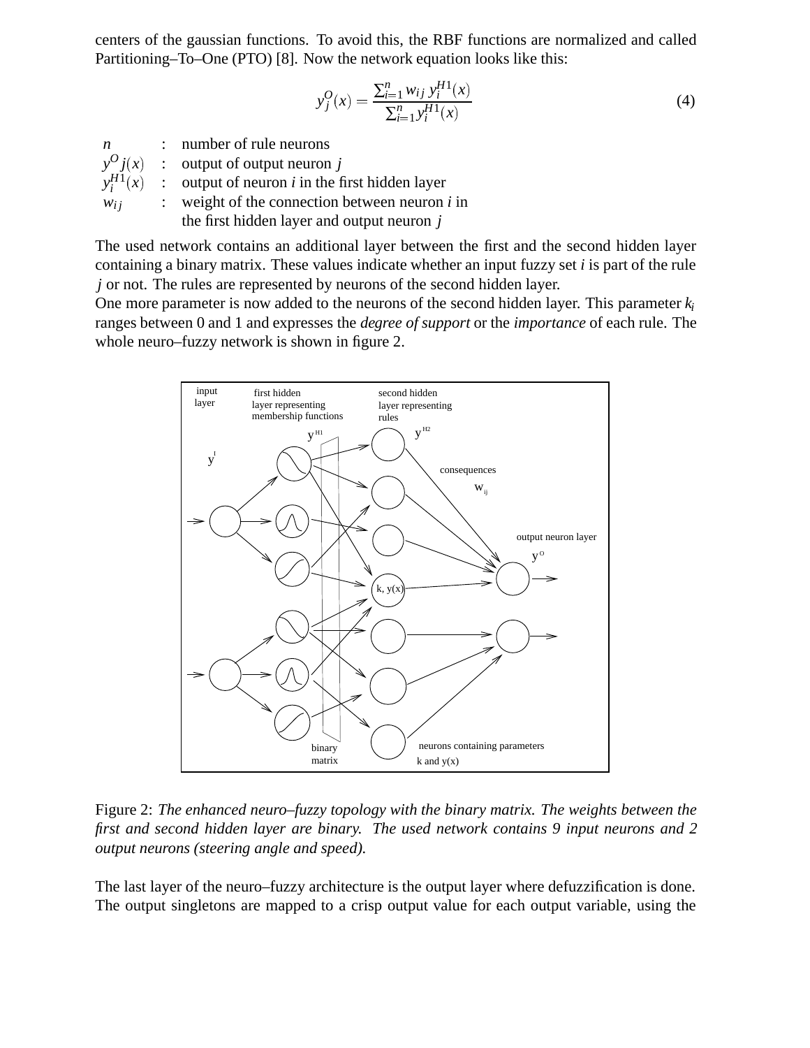centers of the gaussian functions. To avoid this, the RBF functions are normalized and called Partitioning–To–One (PTO) [8]. Now the network equation looks like this:

$$y_j^O(x) = \frac{\sum_{i=1}^{n} w_{ij}\, y_i^{H1}(x)}{\sum_{i=1}^{n} y_i^{H1}(x)} \tag{4}$$

| | | |
|---|---|---|
| $n$ | : | number of rule neurons |
| $y^O j(x)$ | : | output of output neuron $j$ |
| $y_i^{H1}(x)$ | : | output of neuron $i$ in the first hidden layer |
| $w_{ij}$ | : | weight of the connection between neuron $i$ in the first hidden layer and output neuron $j$ |

The used network contains an additional layer between the first and the second hidden layer containing a binary matrix. These values indicate whether an input fuzzy set $i$ is part of the rule $j$ or not. The rules are represented by neurons of the second hidden layer.

One more parameter is now added to the neurons of the second hidden layer. This parameter $k_i$ ranges between 0 and 1 and expresses the *degree of support* or the *importance* of each rule. The whole neuro–fuzzy network is shown in figure 2.

Figure 2: *The enhanced neuro–fuzzy topology with the binary matrix. The weights between the first and second hidden layer are binary. The used network contains 9 input neurons and 2 output neurons (steering angle and speed).*

The last layer of the neuro–fuzzy architecture is the output layer where defuzzification is done. The output singletons are mapped to a crisp output value for each output variable, using the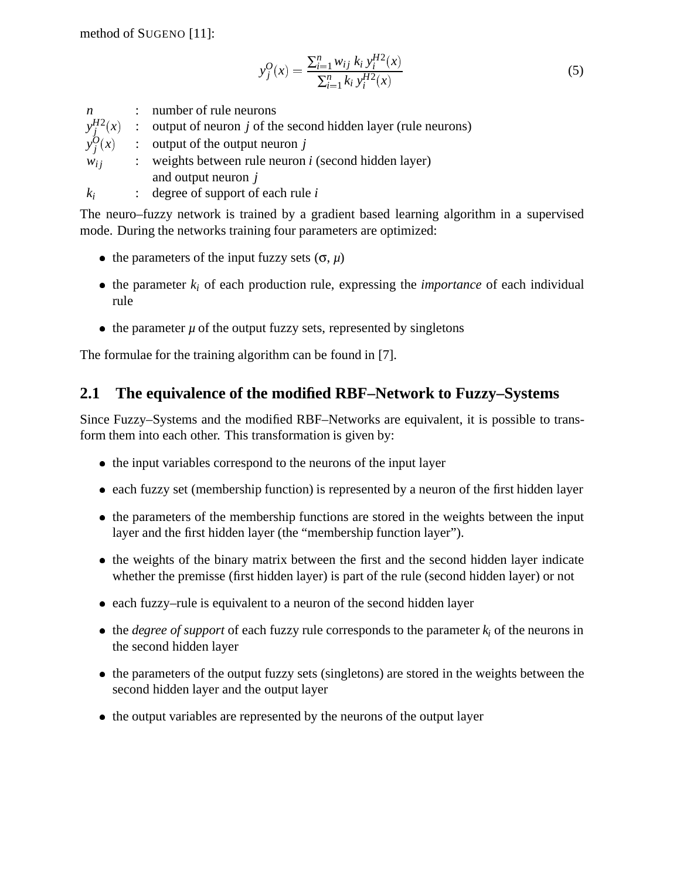method of SUGENO [11]:

$$y_j^O(x) = \frac{\sum_{i=1}^{n} w_{ij}\, k_i\, y_i^{H2}(x)}{\sum_{i=1}^{n} k_i\, y_i^{H2}(x)} \tag{5}$$

| | | |
|---|---|---|
| $n$ | : | number of rule neurons |
| $y_j^{H2}(x)$ | : | output of neuron $j$ of the second hidden layer (rule neurons) |
| $y_j^O(x)$ | : | output of the output neuron $j$ |
| $w_{ij}$ | : | weights between rule neuron $i$ (second hidden layer) and output neuron $j$ |
| $k_i$ | : | degree of support of each rule $i$ |

The neuro–fuzzy network is trained by a gradient based learning algorithm in a supervised mode. During the networks training four parameters are optimized:

- the parameters of the input fuzzy sets ($\sigma$, $\mu$)
- the parameter $k_i$ of each production rule, expressing the *importance* of each individual rule
- the parameter $\mu$ of the output fuzzy sets, represented by singletons

The formulae for the training algorithm can be found in [7].

## 2.1 The equivalence of the modified RBF–Network to Fuzzy–Systems

Since Fuzzy–Systems and the modified RBF–Networks are equivalent, it is possible to transform them into each other. This transformation is given by:

- the input variables correspond to the neurons of the input layer
- each fuzzy set (membership function) is represented by a neuron of the first hidden layer
- the parameters of the membership functions are stored in the weights between the input layer and the first hidden layer (the "membership function layer").
- the weights of the binary matrix between the first and the second hidden layer indicate whether the premisse (first hidden layer) is part of the rule (second hidden layer) or not
- each fuzzy–rule is equivalent to a neuron of the second hidden layer
- the *degree of support* of each fuzzy rule corresponds to the parameter $k_i$ of the neurons in the second hidden layer
- the parameters of the output fuzzy sets (singletons) are stored in the weights between the second hidden layer and the output layer
- the output variables are represented by the neurons of the output layer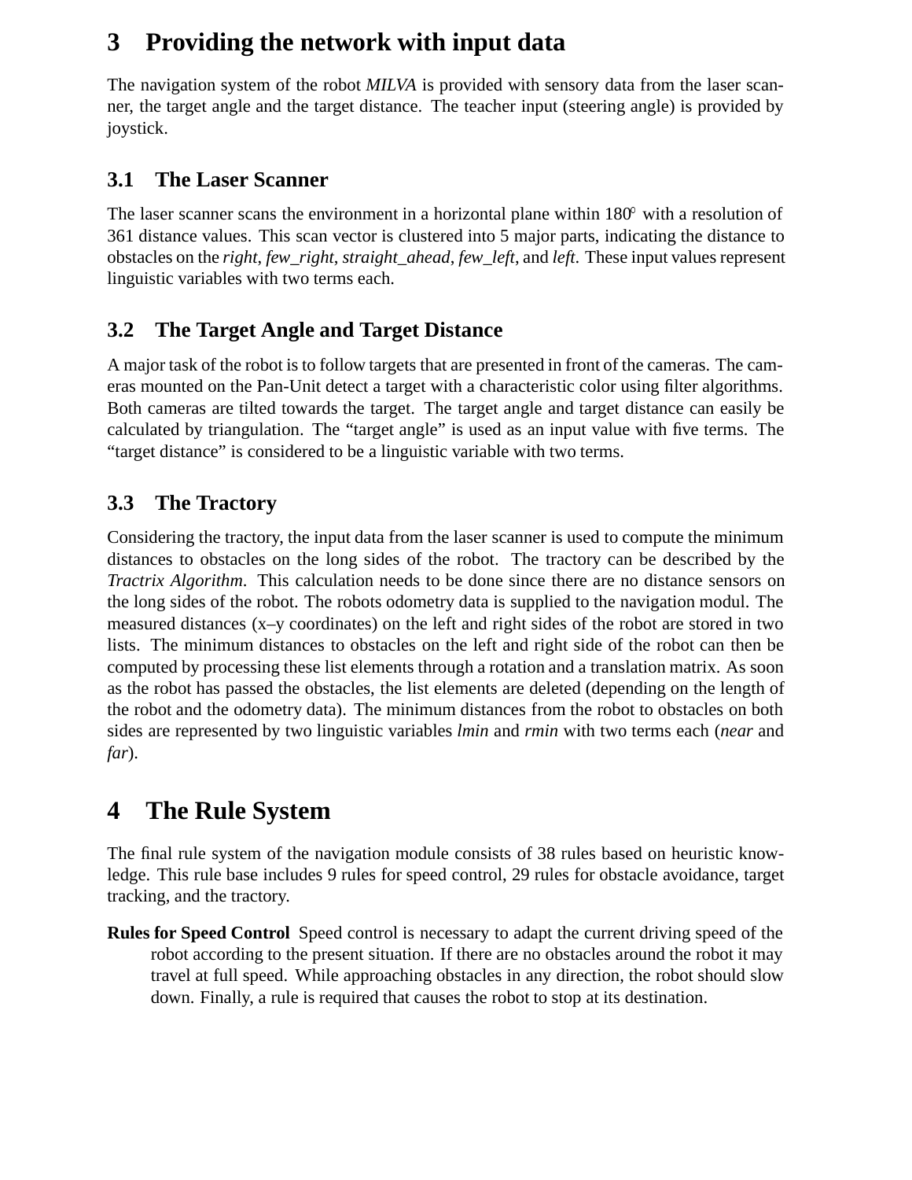# 3 Providing the network with input data

The navigation system of the robot *MILVA* is provided with sensory data from the laser scanner, the target angle and the target distance. The teacher input (steering angle) is provided by joystick.

## 3.1 The Laser Scanner

The laser scanner scans the environment in a horizontal plane within $180^{\circ}$ with a resolution of 361 distance values. This scan vector is clustered into 5 major parts, indicating the distance to obstacles on the *right*, *few_right*, *straight_ahead*, *few_left*, and *left*. These input values represent linguistic variables with two terms each.

## 3.2 The Target Angle and Target Distance

A major task of the robot is to follow targets that are presented in front of the cameras. The cameras mounted on the Pan-Unit detect a target with a characteristic color using filter algorithms. Both cameras are tilted towards the target. The target angle and target distance can easily be calculated by triangulation. The "target angle" is used as an input value with five terms. The "target distance" is considered to be a linguistic variable with two terms.

## 3.3 The Tractory

Considering the tractory, the input data from the laser scanner is used to compute the minimum distances to obstacles on the long sides of the robot. The tractory can be described by the *Tractrix Algorithm*. This calculation needs to be done since there are no distance sensors on the long sides of the robot. The robots odometry data is supplied to the navigation modul. The measured distances (x–y coordinates) on the left and right sides of the robot are stored in two lists. The minimum distances to obstacles on the left and right side of the robot can then be computed by processing these list elements through a rotation and a translation matrix. As soon as the robot has passed the obstacles, the list elements are deleted (depending on the length of the robot and the odometry data). The minimum distances from the robot to obstacles on both sides are represented by two linguistic variables *lmin* and *rmin* with two terms each (*near* and *far*).

# 4 The Rule System

The final rule system of the navigation module consists of 38 rules based on heuristic knowledge. This rule base includes 9 rules for speed control, 29 rules for obstacle avoidance, target tracking, and the tractory.

**Rules for Speed Control** Speed control is necessary to adapt the current driving speed of the robot according to the present situation. If there are no obstacles around the robot it may travel at full speed. While approaching obstacles in any direction, the robot should slow down. Finally, a rule is required that causes the robot to stop at its destination.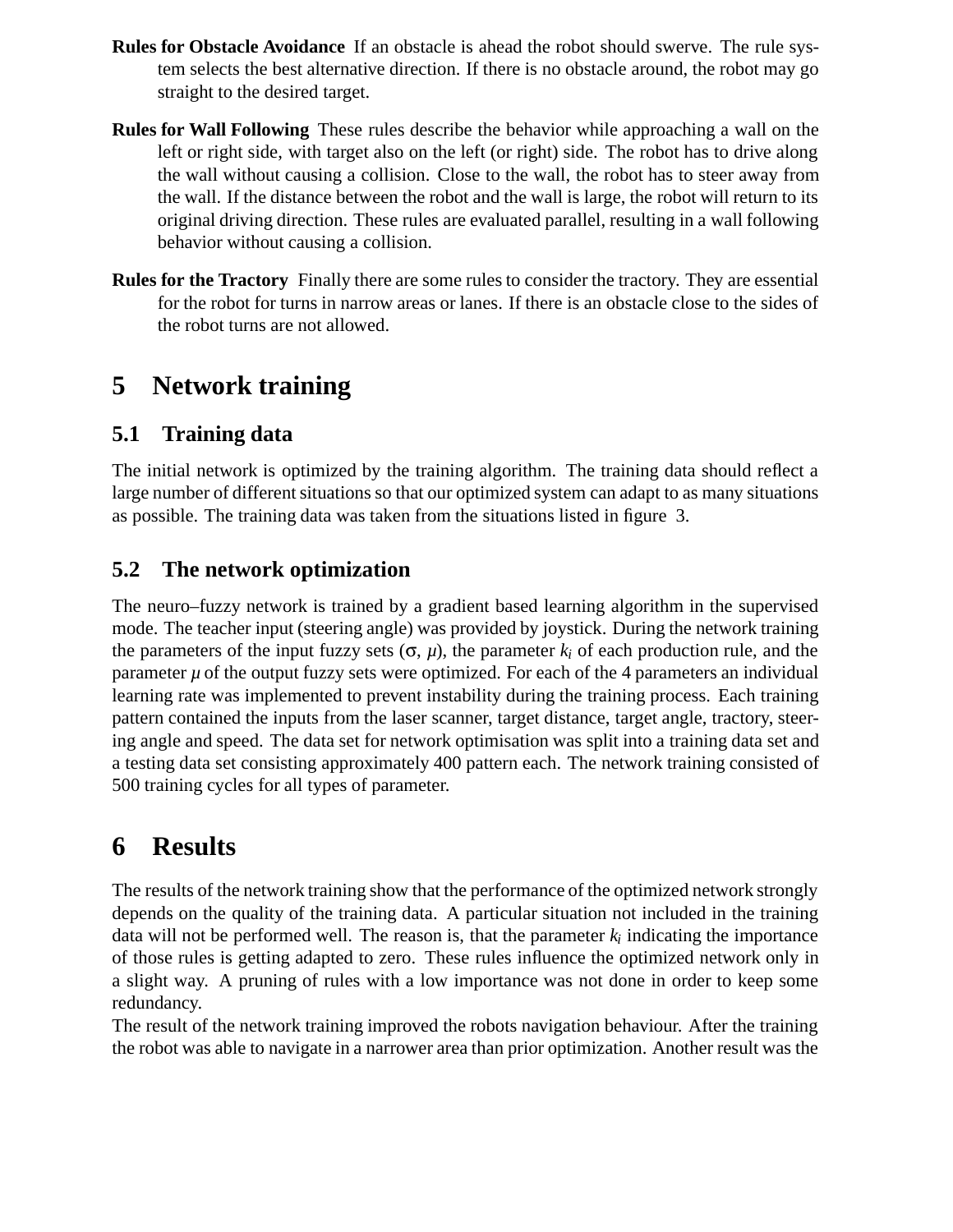**Rules for Obstacle Avoidance** If an obstacle is ahead the robot should swerve. The rule system selects the best alternative direction. If there is no obstacle around, the robot may go straight to the desired target.

**Rules for Wall Following** These rules describe the behavior while approaching a wall on the left or right side, with target also on the left (or right) side. The robot has to drive along the wall without causing a collision. Close to the wall, the robot has to steer away from the wall. If the distance between the robot and the wall is large, the robot will return to its original driving direction. These rules are evaluated parallel, resulting in a wall following behavior without causing a collision.

**Rules for the Tractory** Finally there are some rules to consider the tractory. They are essential for the robot for turns in narrow areas or lanes. If there is an obstacle close to the sides of the robot turns are not allowed.

# 5 Network training

## 5.1 Training data

The initial network is optimized by the training algorithm. The training data should reflect a large number of different situations so that our optimized system can adapt to as many situations as possible. The training data was taken from the situations listed in figure 3.

## 5.2 The network optimization

The neuro–fuzzy network is trained by a gradient based learning algorithm in the supervised mode. The teacher input (steering angle) was provided by joystick. During the network training the parameters of the input fuzzy sets ($\sigma$, $\mu$), the parameter $k_i$ of each production rule, and the parameter $\mu$ of the output fuzzy sets were optimized. For each of the 4 parameters an individual learning rate was implemented to prevent instability during the training process. Each training pattern contained the inputs from the laser scanner, target distance, target angle, tractory, steering angle and speed. The data set for network optimisation was split into a training data set and a testing data set consisting approximately 400 pattern each. The network training consisted of 500 training cycles for all types of parameter.

# 6 Results

The results of the network training show that the performance of the optimized network strongly depends on the quality of the training data. A particular situation not included in the training data will not be performed well. The reason is, that the parameter $k_i$ indicating the importance of those rules is getting adapted to zero. These rules influence the optimized network only in a slight way. A pruning of rules with a low importance was not done in order to keep some redundancy.

The result of the network training improved the robots navigation behaviour. After the training the robot was able to navigate in a narrower area than prior optimization. Another result was the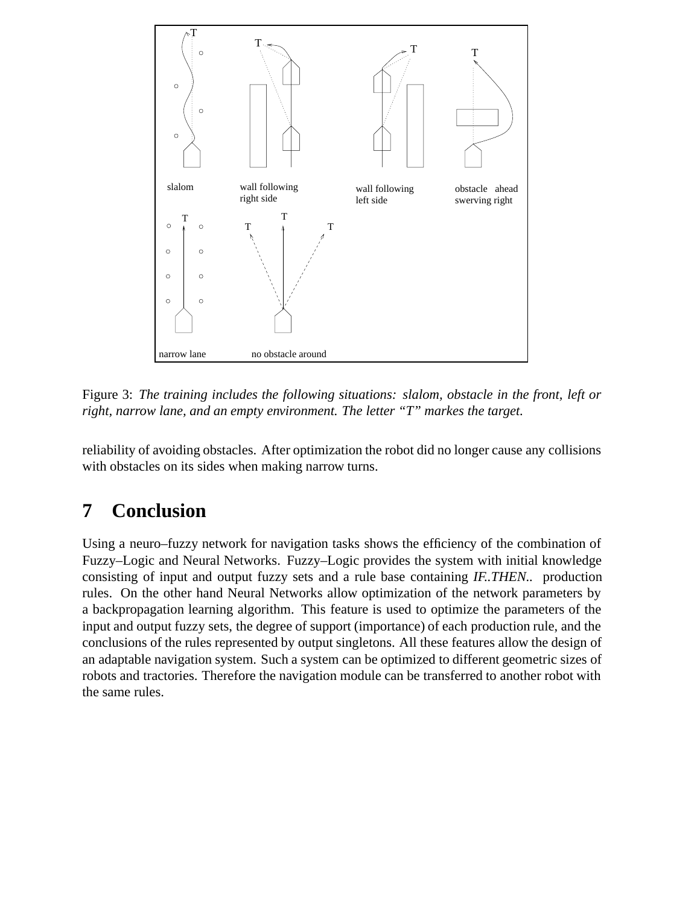Figure 3: *The training includes the following situations: slalom, obstacle in the front, left or right, narrow lane, and an empty environment. The letter "T" markes the target.*

reliability of avoiding obstacles. After optimization the robot did no longer cause any collisions with obstacles on its sides when making narrow turns.

# 7 Conclusion

Using a neuro–fuzzy network for navigation tasks shows the efficiency of the combination of Fuzzy–Logic and Neural Networks. Fuzzy–Logic provides the system with initial knowledge consisting of input and output fuzzy sets and a rule base containing *IF..THEN..* production rules. On the other hand Neural Networks allow optimization of the network parameters by a backpropagation learning algorithm. This feature is used to optimize the parameters of the input and output fuzzy sets, the degree of support (importance) of each production rule, and the conclusions of the rules represented by output singletons. All these features allow the design of an adaptable navigation system. Such a system can be optimized to different geometric sizes of robots and tractories. Therefore the navigation module can be transferred to another robot with the same rules.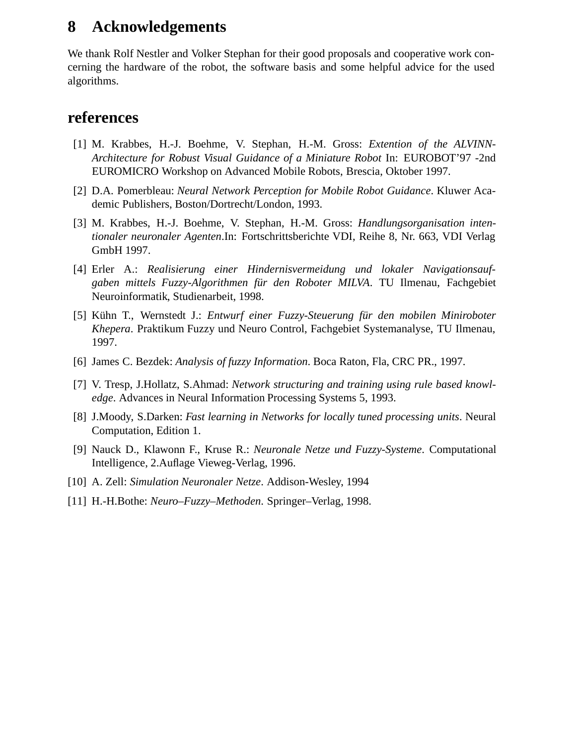## 8 Acknowledgements

We thank Rolf Nestler and Volker Stephan for their good proposals and cooperative work concerning the hardware of the robot, the software basis and some helpful advice for the used algorithms.

## references

[1] M. Krabbes, H.-J. Boehme, V. Stephan, H.-M. Gross: *Extention of the ALVINN-Architecture for Robust Visual Guidance of a Miniature Robot* In: EUROBOT'97 -2nd EUROMICRO Workshop on Advanced Mobile Robots, Brescia, Oktober 1997.

[2] D.A. Pomerbleau: *Neural Network Perception for Mobile Robot Guidance*. Kluwer Academic Publishers, Boston/Dortrecht/London, 1993.

[3] M. Krabbes, H.-J. Boehme, V. Stephan, H.-M. Gross: *Handlungsorganisation intentionaler neuronaler Agenten*.In: Fortschrittsberichte VDI, Reihe 8, Nr. 663, VDI Verlag GmbH 1997.

[4] Erler A.: *Realisierung einer Hindernisvermeidung und lokaler Navigationsaufgaben mittels Fuzzy-Algorithmen für den Roboter MILVA*. TU Ilmenau, Fachgebiet Neuroinformatik, Studienarbeit, 1998.

[5] Kühn T., Wernstedt J.: *Entwurf einer Fuzzy-Steuerung für den mobilen Miniroboter Khepera*. Praktikum Fuzzy und Neuro Control, Fachgebiet Systemanalyse, TU Ilmenau, 1997.

[6] James C. Bezdek: *Analysis of fuzzy Information*. Boca Raton, Fla, CRC PR., 1997.

[7] V. Tresp, J.Hollatz, S.Ahmad: *Network structuring and training using rule based knowledge*. Advances in Neural Information Processing Systems 5, 1993.

[8] J.Moody, S.Darken: *Fast learning in Networks for locally tuned processing units*. Neural Computation, Edition 1.

[9] Nauck D., Klawonn F., Kruse R.: *Neuronale Netze und Fuzzy-Systeme*. Computational Intelligence, 2.Auflage Vieweg-Verlag, 1996.

[10] A. Zell: *Simulation Neuronaler Netze*. Addison-Wesley, 1994

[11] H.-H.Bothe: *Neuro–Fuzzy–Methoden*. Springer–Verlag, 1998.